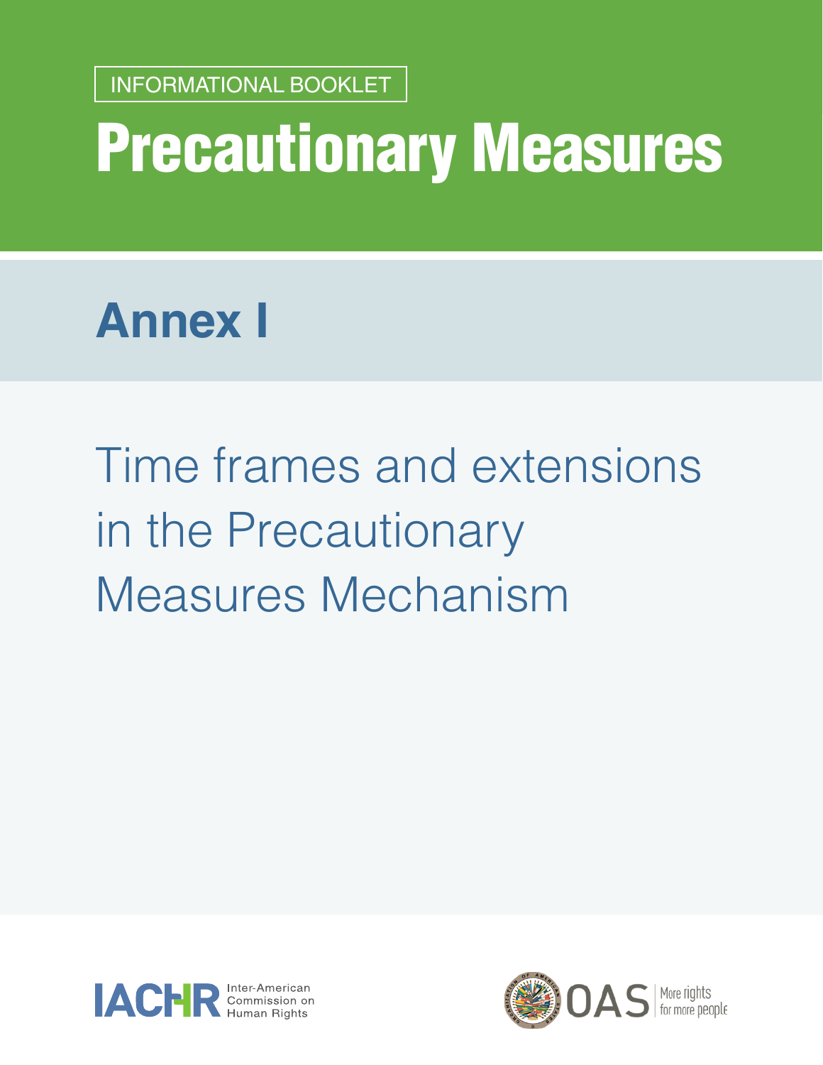INFORMATIONAL BOOKLET

# Precautionary Measures

## Annex I

Time frames and extensions in the Precautionary Measures Mechanism

IACHR Inter-American Commission on Human Rights

OAS More rights for more people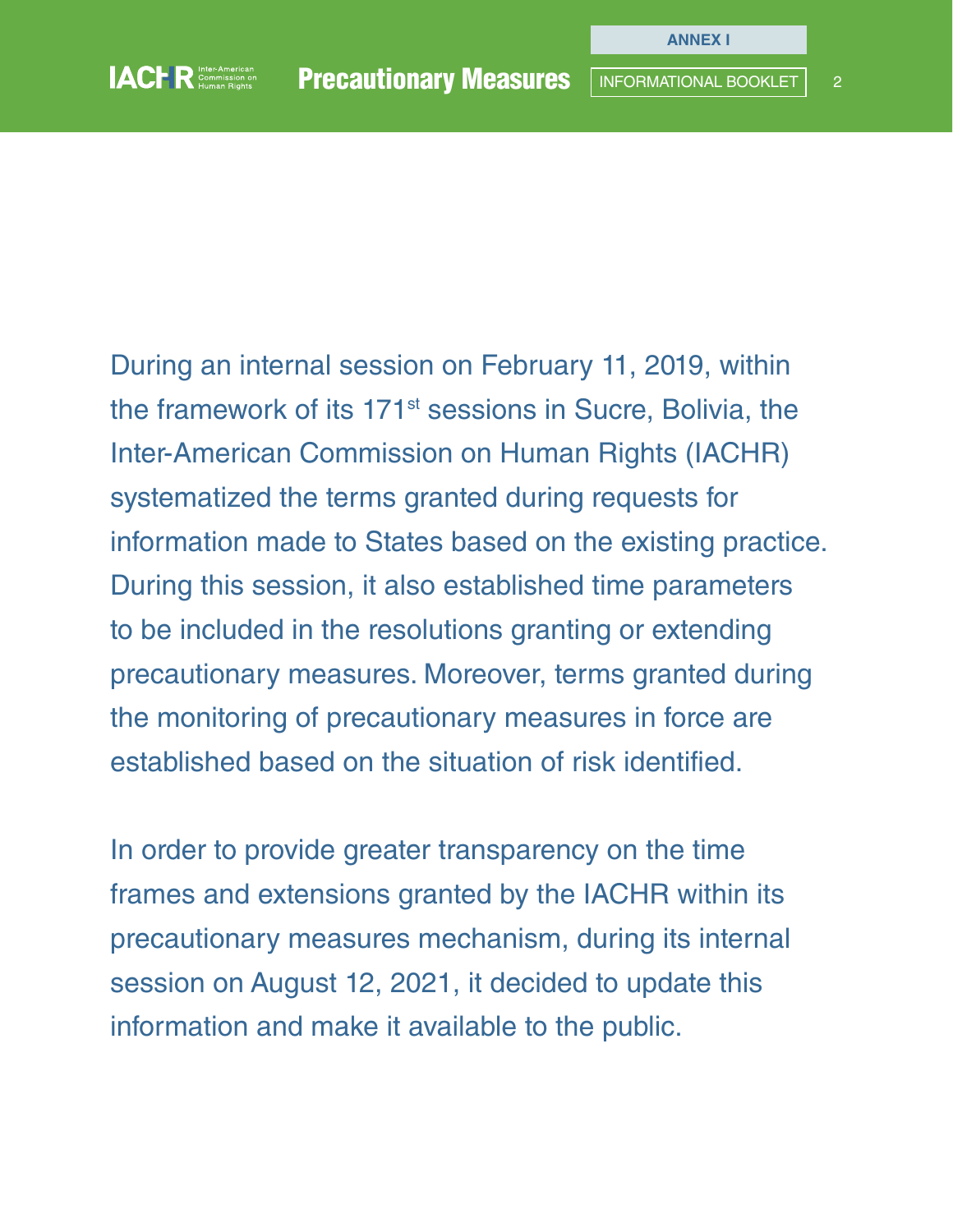During an internal session on February 11, 2019, within the framework of its 171st sessions in Sucre, Bolivia, the Inter-American Commission on Human Rights (IACHR) systematized the terms granted during requests for information made to States based on the existing practice. During this session, it also established time parameters to be included in the resolutions granting or extending precautionary measures. Moreover, terms granted during the monitoring of precautionary measures in force are established based on the situation of risk identified.

In order to provide greater transparency on the time frames and extensions granted by the IACHR within its precautionary measures mechanism, during its internal session on August 12, 2021, it decided to update this information and make it available to the public.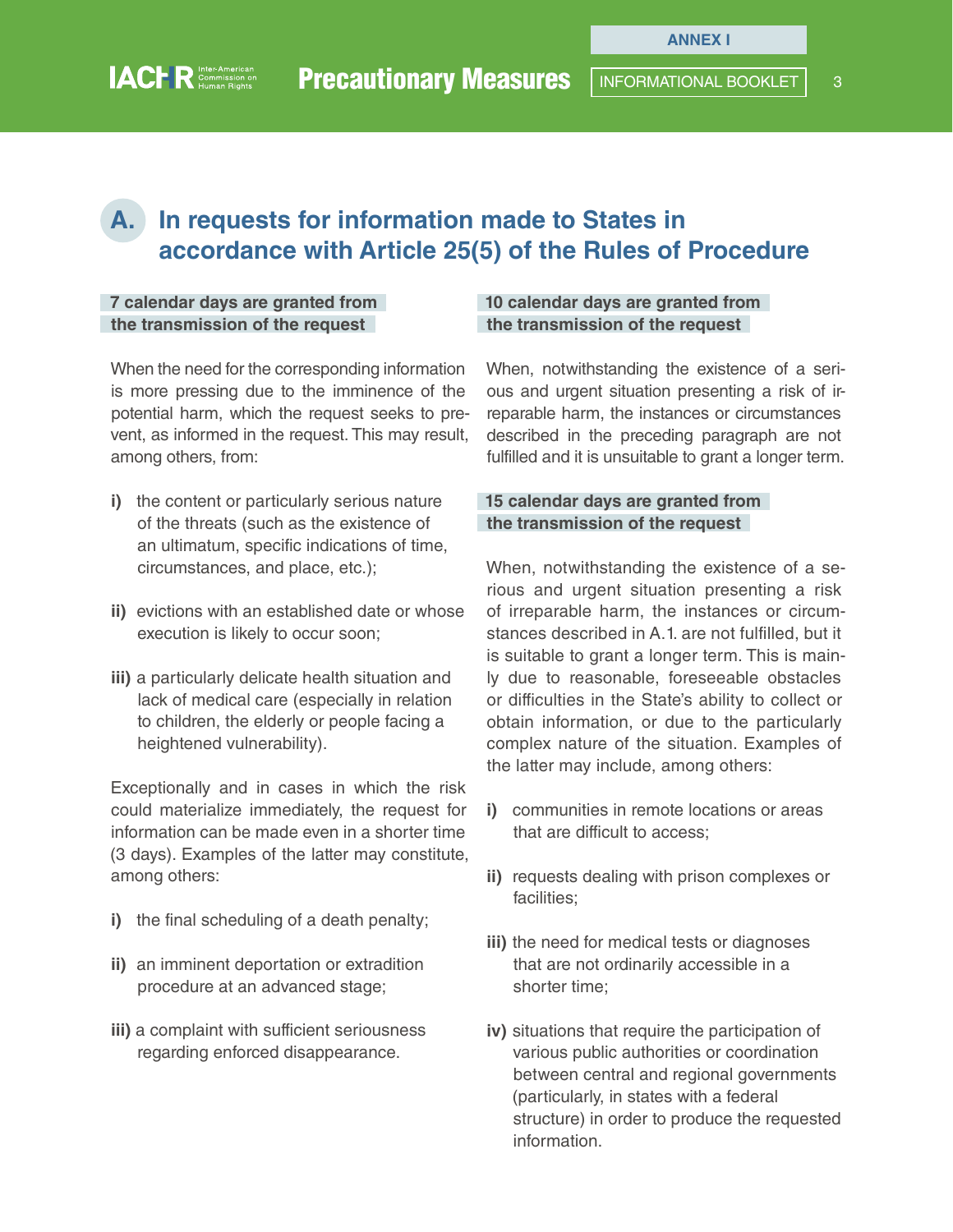## A. In requests for information made to States in accordance with Article 25(5) of the Rules of Procedure

**7 calendar days are granted from the transmission of the request**

When the need for the corresponding information is more pressing due to the imminence of the potential harm, which the request seeks to prevent, as informed in the request. This may result, among others, from:

**i)** the content or particularly serious nature of the threats (such as the existence of an ultimatum, specific indications of time, circumstances, and place, etc.);

**ii)** evictions with an established date or whose execution is likely to occur soon;

**iii)** a particularly delicate health situation and lack of medical care (especially in relation to children, the elderly or people facing a heightened vulnerability).

Exceptionally and in cases in which the risk could materialize immediately, the request for information can be made even in a shorter time (3 days). Examples of the latter may constitute, among others:

**i)** the final scheduling of a death penalty;

**ii)** an imminent deportation or extradition procedure at an advanced stage;

**iii)** a complaint with sufficient seriousness regarding enforced disappearance.

**10 calendar days are granted from the transmission of the request**

When, notwithstanding the existence of a serious and urgent situation presenting a risk of irreparable harm, the instances or circumstances described in the preceding paragraph are not fulfilled and it is unsuitable to grant a longer term.

**15 calendar days are granted from the transmission of the request**

When, notwithstanding the existence of a serious and urgent situation presenting a risk of irreparable harm, the instances or circumstances described in A.1. are not fulfilled, but it is suitable to grant a longer term. This is mainly due to reasonable, foreseeable obstacles or difficulties in the State's ability to collect or obtain information, or due to the particularly complex nature of the situation. Examples of the latter may include, among others:

**i)** communities in remote locations or areas that are difficult to access;

**ii)** requests dealing with prison complexes or facilities;

**iii)** the need for medical tests or diagnoses that are not ordinarily accessible in a shorter time;

**iv)** situations that require the participation of various public authorities or coordination between central and regional governments (particularly, in states with a federal structure) in order to produce the requested information.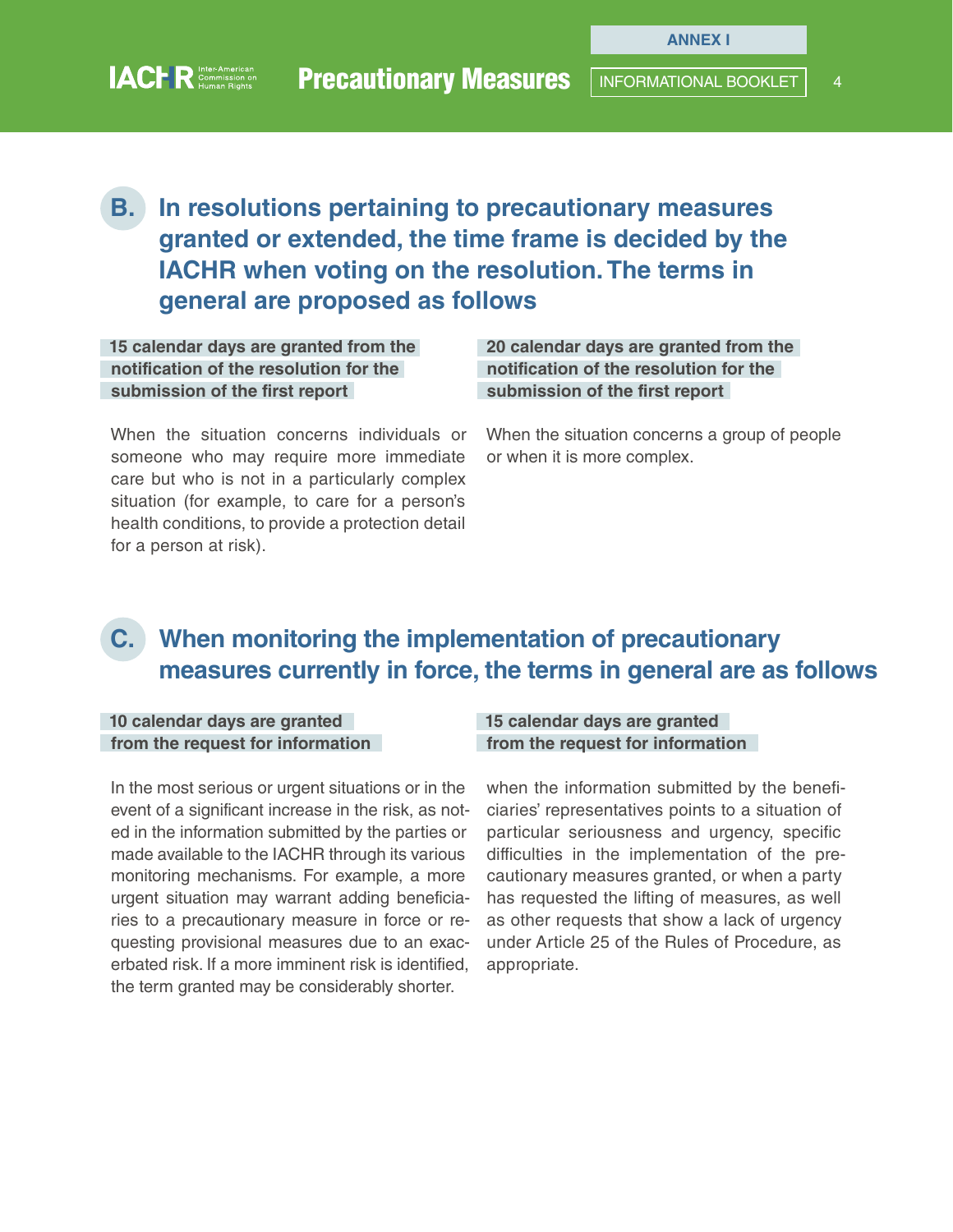## B. In resolutions pertaining to precautionary measures granted or extended, the time frame is decided by the IACHR when voting on the resolution. The terms in general are proposed as follows

**15 calendar days are granted from the notification of the resolution for the submission of the first report**

When the situation concerns individuals or someone who may require more immediate care but who is not in a particularly complex situation (for example, to care for a person's health conditions, to provide a protection detail for a person at risk).

**20 calendar days are granted from the notification of the resolution for the submission of the first report**

When the situation concerns a group of people or when it is more complex.

## C. When monitoring the implementation of precautionary measures currently in force, the terms in general are as follows

**10 calendar days are granted from the request for information**

In the most serious or urgent situations or in the event of a significant increase in the risk, as noted in the information submitted by the parties or made available to the IACHR through its various monitoring mechanisms. For example, a more urgent situation may warrant adding beneficiaries to a precautionary measure in force or requesting provisional measures due to an exacerbated risk. If a more imminent risk is identified, the term granted may be considerably shorter.

**15 calendar days are granted from the request for information**

when the information submitted by the beneficiaries' representatives points to a situation of particular seriousness and urgency, specific difficulties in the implementation of the precautionary measures granted, or when a party has requested the lifting of measures, as well as other requests that show a lack of urgency under Article 25 of the Rules of Procedure, as appropriate.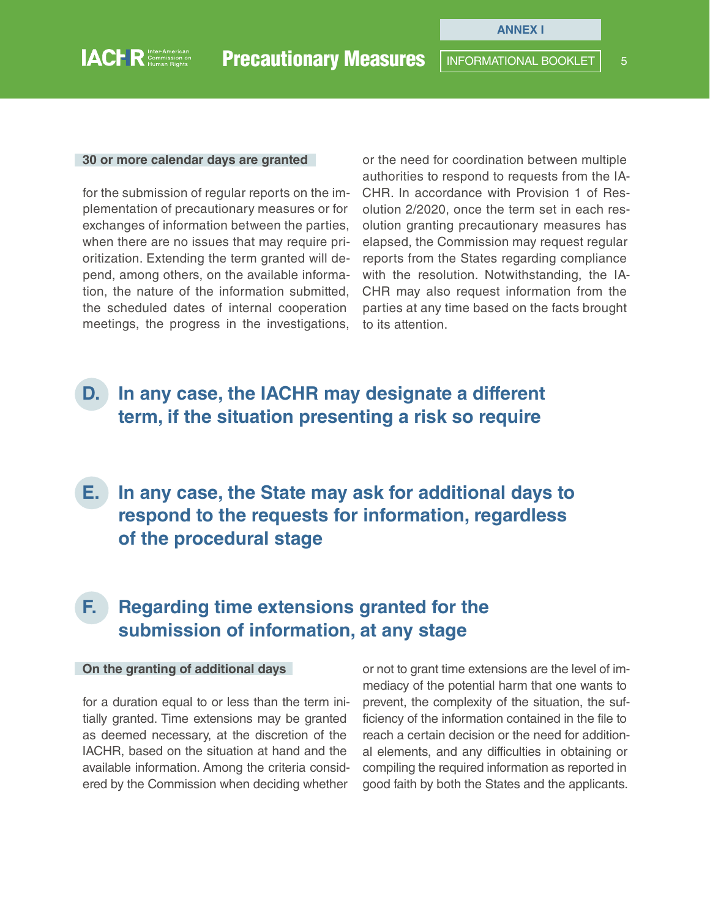**30 or more calendar days are granted**

for the submission of regular reports on the implementation of precautionary measures or for exchanges of information between the parties, when there are no issues that may require prioritization. Extending the term granted will depend, among others, on the available information, the nature of the information submitted, the scheduled dates of internal cooperation meetings, the progress in the investigations, or the need for coordination between multiple authorities to respond to requests from the IACHR. In accordance with Provision 1 of Resolution 2/2020, once the term set in each resolution granting precautionary measures has elapsed, the Commission may request regular reports from the States regarding compliance with the resolution. Notwithstanding, the IACHR may also request information from the parties at any time based on the facts brought to its attention.

## D. In any case, the IACHR may designate a different term, if the situation presenting a risk so require

## E. In any case, the State may ask for additional days to respond to the requests for information, regardless of the procedural stage

## F. Regarding time extensions granted for the submission of information, at any stage

**On the granting of additional days**

for a duration equal to or less than the term initially granted. Time extensions may be granted as deemed necessary, at the discretion of the IACHR, based on the situation at hand and the available information. Among the criteria considered by the Commission when deciding whether or not to grant time extensions are the level of immediacy of the potential harm that one wants to prevent, the complexity of the situation, the sufficiency of the information contained in the file to reach a certain decision or the need for additional elements, and any difficulties in obtaining or compiling the required information as reported in good faith by both the States and the applicants.